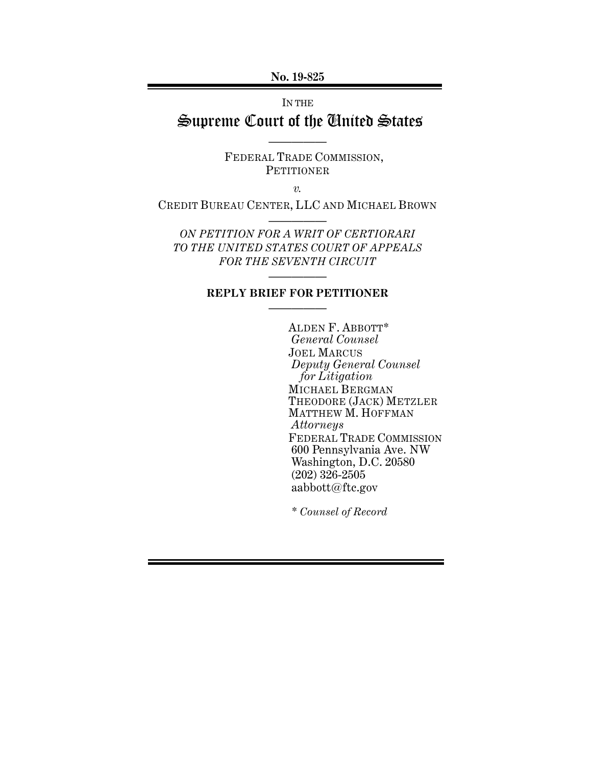**No. 19-825**

IN THE

# Supreme Court of the United States

---

FEDERAL TRADE COMMISSION,
PETITIONER

*v.*

CREDIT BUREAU CENTER, LLC AND MICHAEL BROWN

---

*ON PETITION FOR A WRIT OF CERTIORARI TO THE UNITED STATES COURT OF APPEALS FOR THE SEVENTH CIRCUIT*

---

**REPLY BRIEF FOR PETITIONER**

---

ALDEN F. ABBOTT*
*General Counsel*
JOEL MARCUS
*Deputy General Counsel for Litigation*
MICHAEL BERGMAN
THEODORE (JACK) METZLER
MATTHEW M. HOFFMAN
*Attorneys*
FEDERAL TRADE COMMISSION
600 Pennsylvania Ave. NW
Washington, D.C. 20580
(202) 326-2505
aabbott@ftc.gov

\* *Counsel of Record*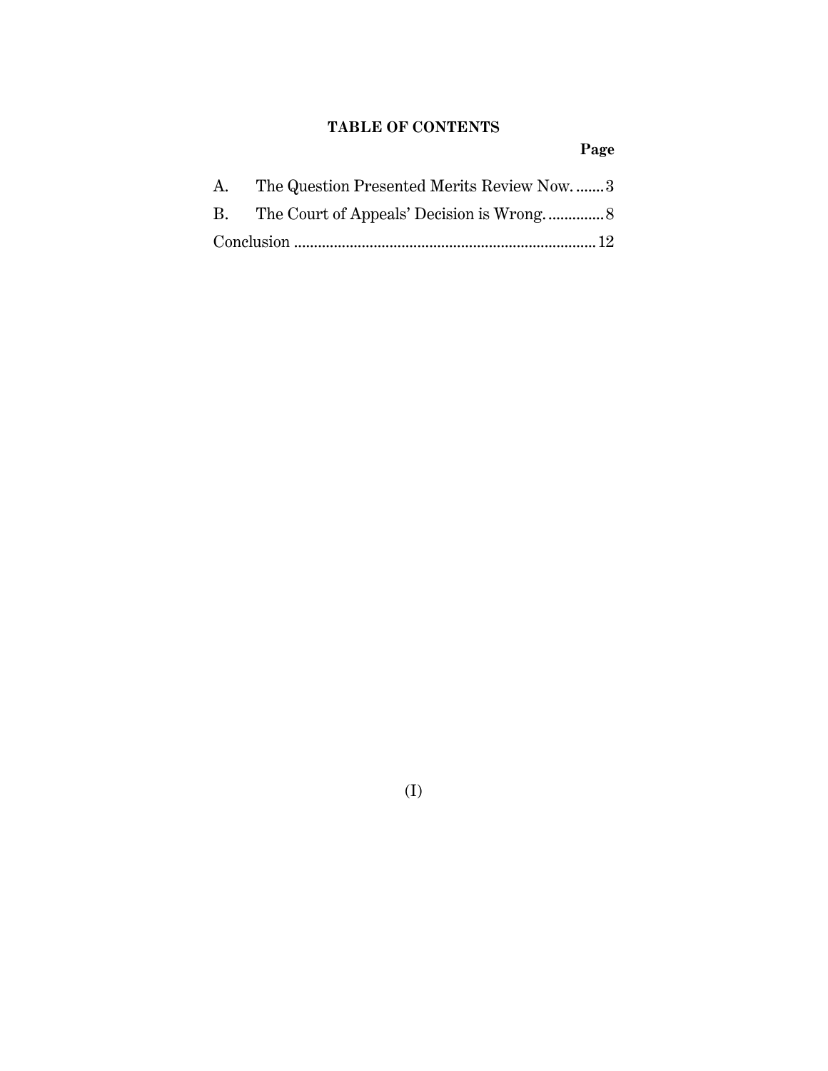## TABLE OF CONTENTS

| | | Page |
|---|---|---|
| A. | The Question Presented Merits Review Now. | 3 |
| B. | The Court of Appeals' Decision is Wrong. | 8 |
| Conclusion | | 12 |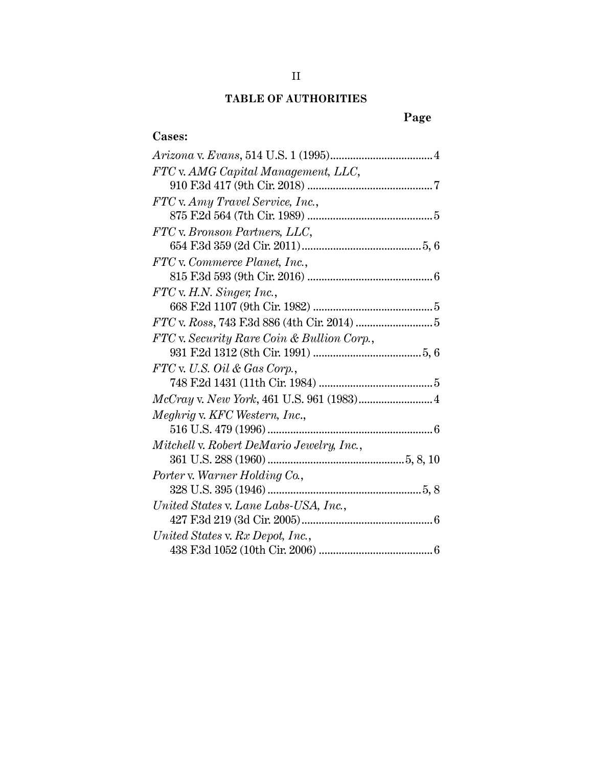## TABLE OF AUTHORITIES

**Page**

**Cases:**

*Arizona* v. *Evans*, 514 U.S. 1 (1995)....................................4

*FTC* v. *AMG Capital Management, LLC*, 910 F.3d 417 (9th Cir. 2018) ............................................7

*FTC* v. *Amy Travel Service, Inc.*, 875 F.2d 564 (7th Cir. 1989) ............................................5

*FTC* v. *Bronson Partners, LLC*, 654 F.3d 359 (2d Cir. 2011)..........................................5, 6

*FTC* v. *Commerce Planet, Inc.*, 815 F.3d 593 (9th Cir. 2016) ............................................6

*FTC* v. *H.N. Singer, Inc.*, 668 F.2d 1107 (9th Cir. 1982) ..........................................5

*FTC* v. *Ross*, 743 F.3d 886 (4th Cir. 2014) ...........................5

*FTC* v. *Security Rare Coin & Bullion Corp.*, 931 F.2d 1312 (8th Cir. 1991) ......................................5, 6

*FTC* v. *U.S. Oil & Gas Corp.*, 748 F.2d 1431 (11th Cir. 1984) ........................................5

*McCray* v. *New York*, 461 U.S. 961 (1983)..........................4

*Meghrig* v. *KFC Western, Inc.*, 516 U.S. 479 (1996) ..........................................................6

*Mitchell* v. *Robert DeMario Jewelry, Inc.*, 361 U.S. 288 (1960) ................................................5, 8, 10

*Porter* v. *Warner Holding Co.*, 328 U.S. 395 (1946) ......................................................5, 8

*United States* v. *Lane Labs-USA, Inc.*, 427 F.3d 219 (3d Cir. 2005)..............................................6

*United States* v. *Rx Depot, Inc.*, 438 F.3d 1052 (10th Cir. 2006) ........................................6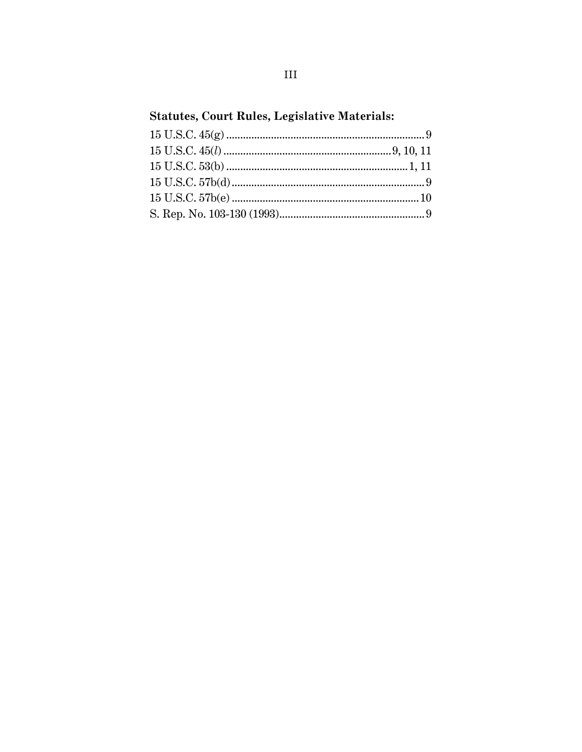### Statutes, Court Rules, Legislative Materials:

15 U.S.C. 45(g) .......................................................................... 9
15 U.S.C. 45(*l*) ........................................................... 9, 10, 11
15 U.S.C. 53(b) ................................................................. 1, 11
15 U.S.C. 57b(d) ........................................................................ 9
15 U.S.C. 57b(e) ...................................................................... 10
S. Rep. No. 103-130 (1993) ...................................................... 9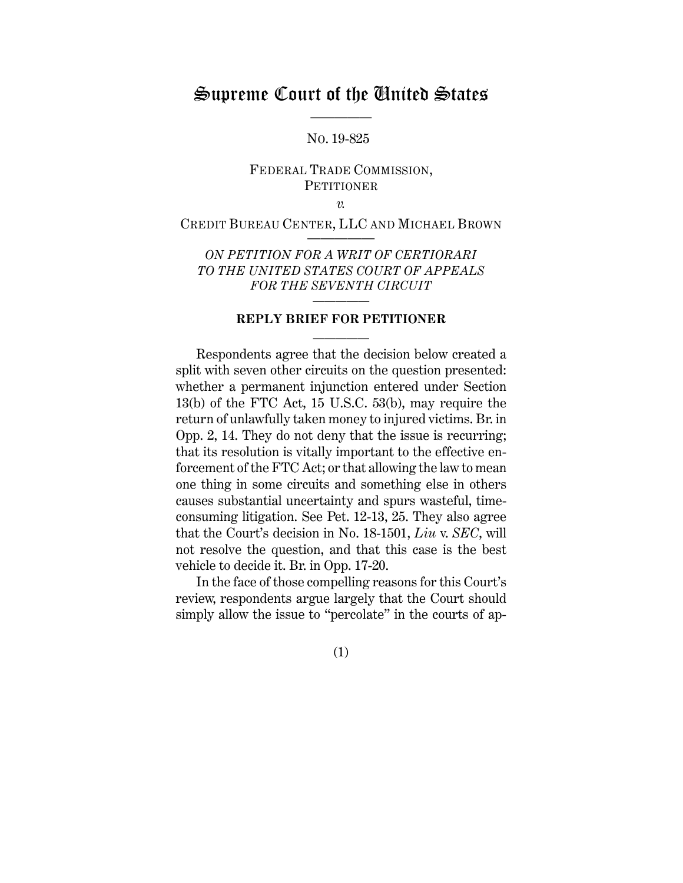# Supreme Court of the United States

---

No. 19-825

FEDERAL TRADE COMMISSION,
PETITIONER

*v.*

CREDIT BUREAU CENTER, LLC AND MICHAEL BROWN

---

*ON PETITION FOR A WRIT OF CERTIORARI TO THE UNITED STATES COURT OF APPEALS FOR THE SEVENTH CIRCUIT*

---

**REPLY BRIEF FOR PETITIONER**

---

Respondents agree that the decision below created a split with seven other circuits on the question presented: whether a permanent injunction entered under Section 13(b) of the FTC Act, 15 U.S.C. 53(b), may require the return of unlawfully taken money to injured victims. Br. in Opp. 2, 14. They do not deny that the issue is recurring; that its resolution is vitally important to the effective enforcement of the FTC Act; or that allowing the law to mean one thing in some circuits and something else in others causes substantial uncertainty and spurs wasteful, time-consuming litigation. See Pet. 12-13, 25. They also agree that the Court's decision in No. 18-1501, *Liu* v. *SEC*, will not resolve the question, and that this case is the best vehicle to decide it. Br. in Opp. 17-20.

In the face of those compelling reasons for this Court's review, respondents argue largely that the Court should simply allow the issue to "percolate" in the courts of ap-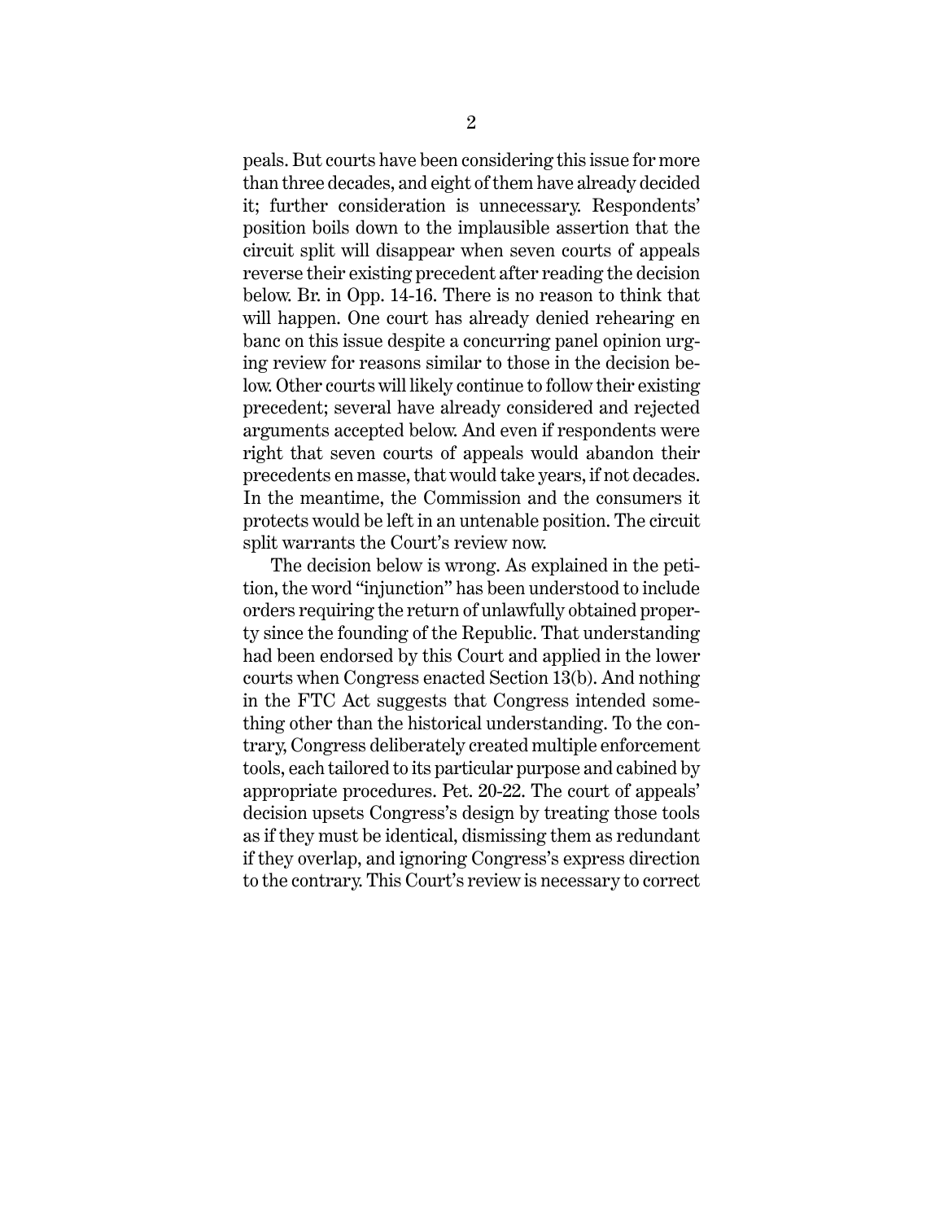peals. But courts have been considering this issue for more than three decades, and eight of them have already decided it; further consideration is unnecessary. Respondents' position boils down to the implausible assertion that the circuit split will disappear when seven courts of appeals reverse their existing precedent after reading the decision below. Br. in Opp. 14-16. There is no reason to think that will happen. One court has already denied rehearing en banc on this issue despite a concurring panel opinion urging review for reasons similar to those in the decision below. Other courts will likely continue to follow their existing precedent; several have already considered and rejected arguments accepted below. And even if respondents were right that seven courts of appeals would abandon their precedents en masse, that would take years, if not decades. In the meantime, the Commission and the consumers it protects would be left in an untenable position. The circuit split warrants the Court's review now.

The decision below is wrong. As explained in the petition, the word "injunction" has been understood to include orders requiring the return of unlawfully obtained property since the founding of the Republic. That understanding had been endorsed by this Court and applied in the lower courts when Congress enacted Section 13(b). And nothing in the FTC Act suggests that Congress intended something other than the historical understanding. To the contrary, Congress deliberately created multiple enforcement tools, each tailored to its particular purpose and cabined by appropriate procedures. Pet. 20-22. The court of appeals' decision upsets Congress's design by treating those tools as if they must be identical, dismissing them as redundant if they overlap, and ignoring Congress's express direction to the contrary. This Court's review is necessary to correct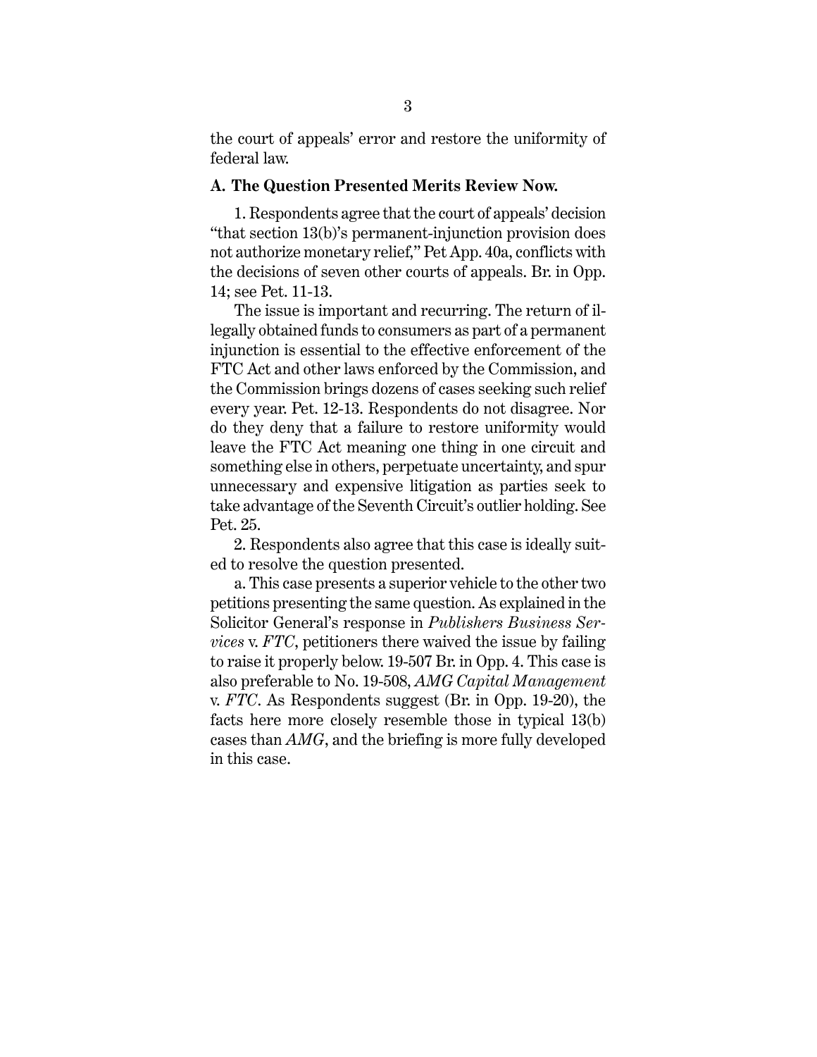the court of appeals' error and restore the uniformity of federal law.

### A. The Question Presented Merits Review Now.

1. Respondents agree that the court of appeals' decision "that section 13(b)'s permanent-injunction provision does not authorize monetary relief," Pet App. 40a, conflicts with the decisions of seven other courts of appeals. Br. in Opp. 14; see Pet. 11-13.

The issue is important and recurring. The return of illegally obtained funds to consumers as part of a permanent injunction is essential to the effective enforcement of the FTC Act and other laws enforced by the Commission, and the Commission brings dozens of cases seeking such relief every year. Pet. 12-13. Respondents do not disagree. Nor do they deny that a failure to restore uniformity would leave the FTC Act meaning one thing in one circuit and something else in others, perpetuate uncertainty, and spur unnecessary and expensive litigation as parties seek to take advantage of the Seventh Circuit's outlier holding. See Pet. 25.

2. Respondents also agree that this case is ideally suited to resolve the question presented.

a. This case presents a superior vehicle to the other two petitions presenting the same question. As explained in the Solicitor General's response in *Publishers Business Services* v. *FTC*, petitioners there waived the issue by failing to raise it properly below. 19-507 Br. in Opp. 4. This case is also preferable to No. 19-508, *AMG Capital Management* v. *FTC*. As Respondents suggest (Br. in Opp. 19-20), the facts here more closely resemble those in typical 13(b) cases than *AMG*, and the briefing is more fully developed in this case.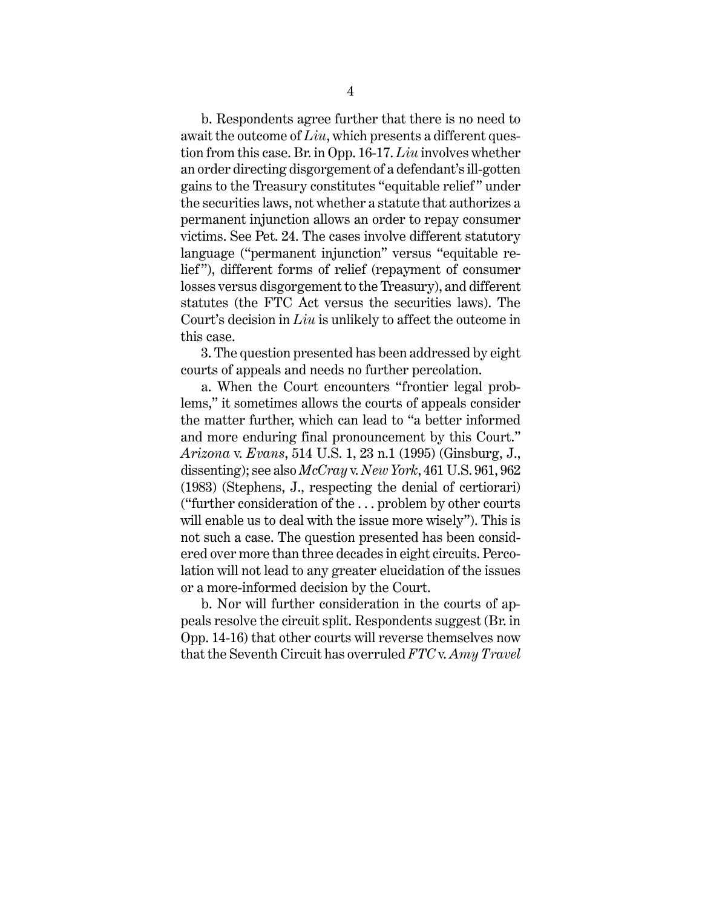b. Respondents agree further that there is no need to await the outcome of *Liu*, which presents a different question from this case. Br. in Opp. 16-17. *Liu* involves whether an order directing disgorgement of a defendant's ill-gotten gains to the Treasury constitutes "equitable relief" under the securities laws, not whether a statute that authorizes a permanent injunction allows an order to repay consumer victims. See Pet. 24. The cases involve different statutory language ("permanent injunction" versus "equitable relief"), different forms of relief (repayment of consumer losses versus disgorgement to the Treasury), and different statutes (the FTC Act versus the securities laws). The Court's decision in *Liu* is unlikely to affect the outcome in this case.

3. The question presented has been addressed by eight courts of appeals and needs no further percolation.

a. When the Court encounters "frontier legal problems," it sometimes allows the courts of appeals consider the matter further, which can lead to "a better informed and more enduring final pronouncement by this Court." *Arizona* v. *Evans*, 514 U.S. 1, 23 n.1 (1995) (Ginsburg, J., dissenting); see also *McCray* v. *New York*, 461 U.S. 961, 962 (1983) (Stephens, J., respecting the denial of certiorari) ("further consideration of the . . . problem by other courts will enable us to deal with the issue more wisely"). This is not such a case. The question presented has been considered over more than three decades in eight circuits. Percolation will not lead to any greater elucidation of the issues or a more-informed decision by the Court.

b. Nor will further consideration in the courts of appeals resolve the circuit split. Respondents suggest (Br. in Opp. 14-16) that other courts will reverse themselves now that the Seventh Circuit has overruled *FTC* v. *Amy Travel*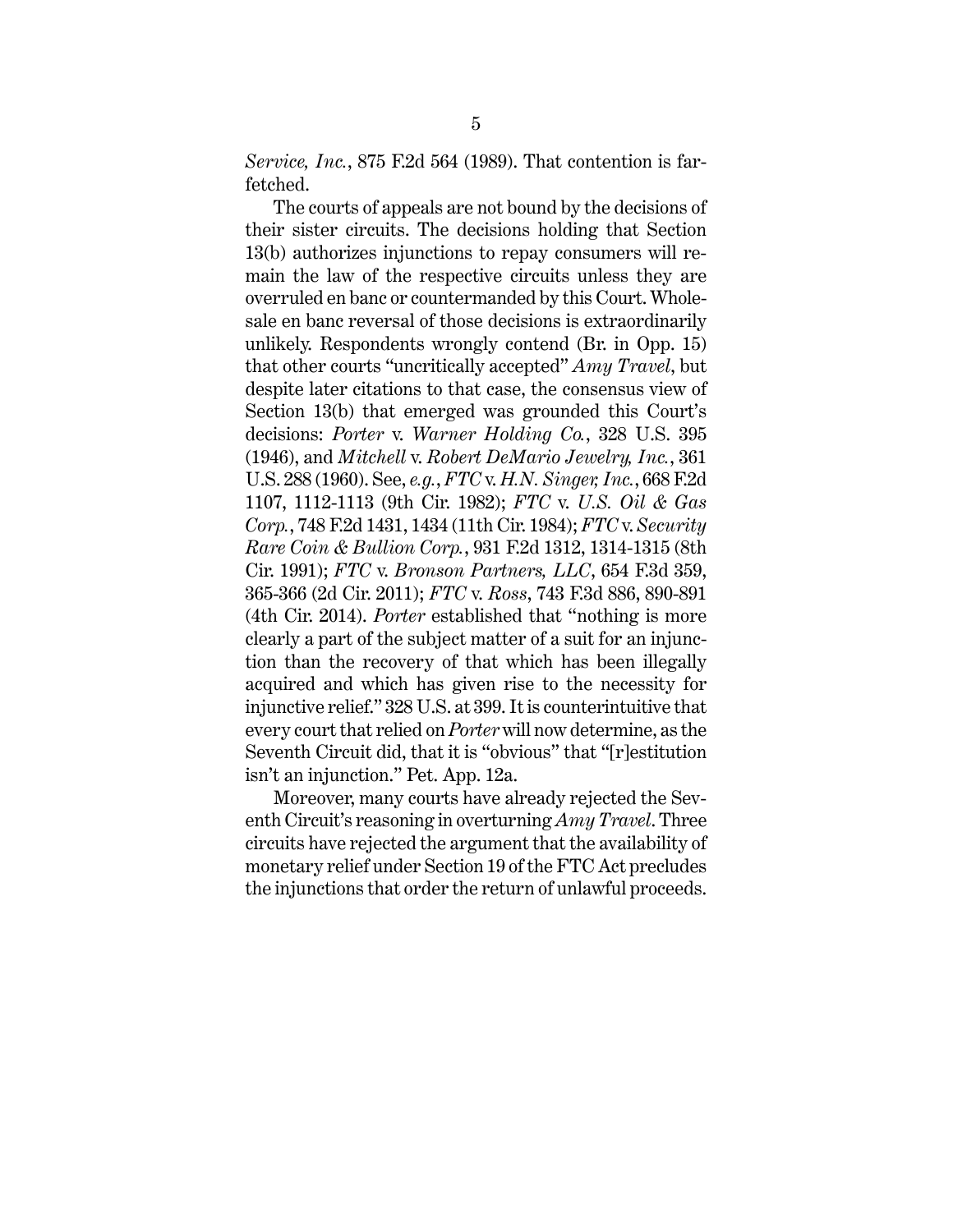*Service, Inc.*, 875 F.2d 564 (1989). That contention is far-fetched.

The courts of appeals are not bound by the decisions of their sister circuits. The decisions holding that Section 13(b) authorizes injunctions to repay consumers will remain the law of the respective circuits unless they are overruled en banc or countermanded by this Court. Wholesale en banc reversal of those decisions is extraordinarily unlikely. Respondents wrongly contend (Br. in Opp. 15) that other courts "uncritically accepted" *Amy Travel*, but despite later citations to that case, the consensus view of Section 13(b) that emerged was grounded this Court's decisions: *Porter* v. *Warner Holding Co.*, 328 U.S. 395 (1946), and *Mitchell* v. *Robert DeMario Jewelry, Inc.*, 361 U.S. 288 (1960). See, *e.g.*, *FTC* v. *H.N. Singer, Inc.*, 668 F.2d 1107, 1112-1113 (9th Cir. 1982); *FTC* v. *U.S. Oil & Gas Corp.*, 748 F.2d 1431, 1434 (11th Cir. 1984); *FTC* v. *Security Rare Coin & Bullion Corp.*, 931 F.2d 1312, 1314-1315 (8th Cir. 1991); *FTC* v. *Bronson Partners, LLC*, 654 F.3d 359, 365-366 (2d Cir. 2011); *FTC* v. *Ross*, 743 F.3d 886, 890-891 (4th Cir. 2014). *Porter* established that "nothing is more clearly a part of the subject matter of a suit for an injunction than the recovery of that which has been illegally acquired and which has given rise to the necessity for injunctive relief." 328 U.S. at 399. It is counterintuitive that every court that relied on *Porter* will now determine, as the Seventh Circuit did, that it is "obvious" that "[r]estitution isn't an injunction." Pet. App. 12a.

Moreover, many courts have already rejected the Seventh Circuit's reasoning in overturning *Amy Travel*. Three circuits have rejected the argument that the availability of monetary relief under Section 19 of the FTC Act precludes the injunctions that order the return of unlawful proceeds.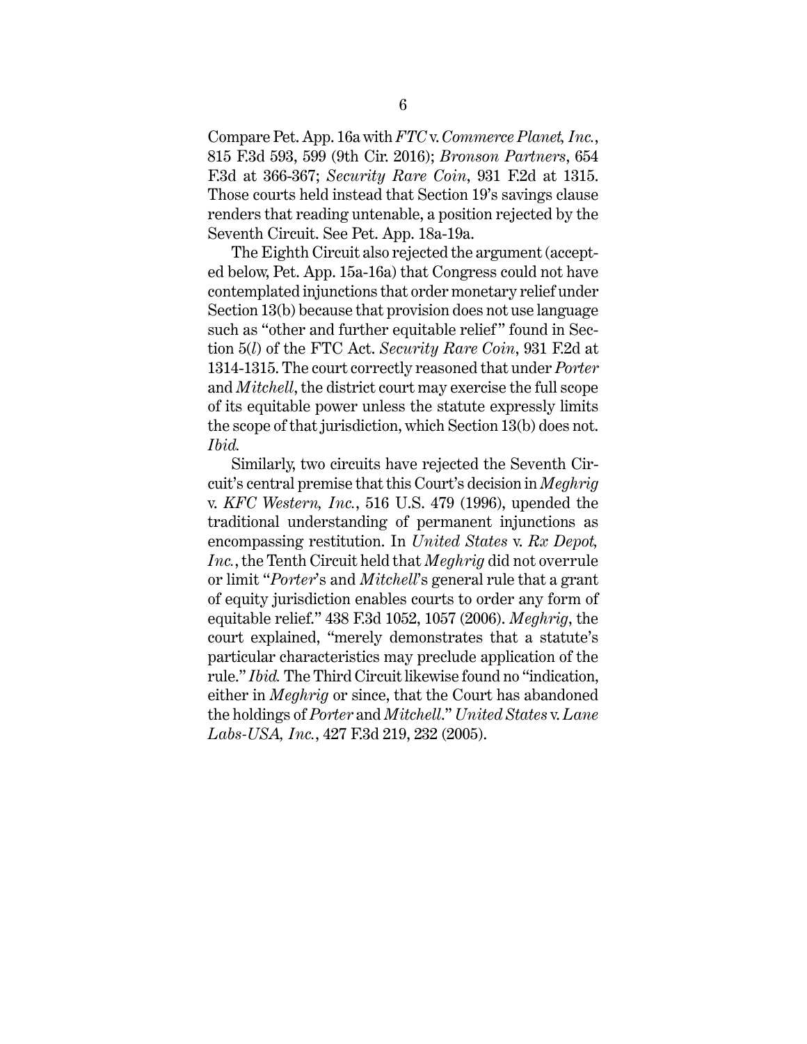Compare Pet. App. 16a with *FTC* v. *Commerce Planet, Inc.*, 815 F.3d 593, 599 (9th Cir. 2016); *Bronson Partners*, 654 F.3d at 366-367; *Security Rare Coin*, 931 F.2d at 1315. Those courts held instead that Section 19's savings clause renders that reading untenable, a position rejected by the Seventh Circuit. See Pet. App. 18a-19a.

The Eighth Circuit also rejected the argument (accepted below, Pet. App. 15a-16a) that Congress could not have contemplated injunctions that order monetary relief under Section 13(b) because that provision does not use language such as "other and further equitable relief" found in Section 5(*l*) of the FTC Act. *Security Rare Coin*, 931 F.2d at 1314-1315. The court correctly reasoned that under *Porter* and *Mitchell*, the district court may exercise the full scope of its equitable power unless the statute expressly limits the scope of that jurisdiction, which Section 13(b) does not. *Ibid.*

Similarly, two circuits have rejected the Seventh Circuit's central premise that this Court's decision in *Meghrig* v. *KFC Western, Inc.*, 516 U.S. 479 (1996), upended the traditional understanding of permanent injunctions as encompassing restitution. In *United States* v. *Rx Depot, Inc.*, the Tenth Circuit held that *Meghrig* did not overrule or limit "*Porter*'s and *Mitchell*'s general rule that a grant of equity jurisdiction enables courts to order any form of equitable relief." 438 F.3d 1052, 1057 (2006). *Meghrig*, the court explained, "merely demonstrates that a statute's particular characteristics may preclude application of the rule." *Ibid.* The Third Circuit likewise found no "indication, either in *Meghrig* or since, that the Court has abandoned the holdings of *Porter* and *Mitchell*." *United States* v. *Lane Labs-USA, Inc.*, 427 F.3d 219, 232 (2005).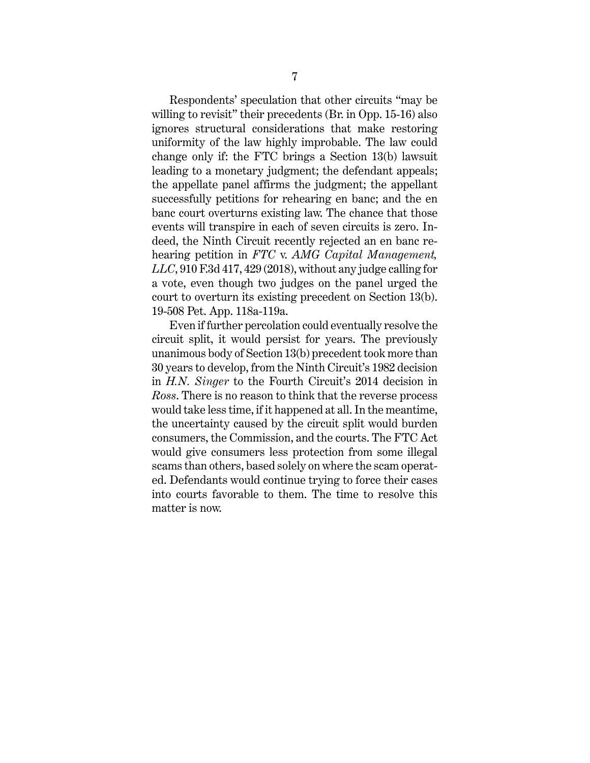Respondents' speculation that other circuits "may be willing to revisit" their precedents (Br. in Opp. 15-16) also ignores structural considerations that make restoring uniformity of the law highly improbable. The law could change only if: the FTC brings a Section 13(b) lawsuit leading to a monetary judgment; the defendant appeals; the appellate panel affirms the judgment; the appellant successfully petitions for rehearing en banc; and the en banc court overturns existing law. The chance that those events will transpire in each of seven circuits is zero. Indeed, the Ninth Circuit recently rejected an en banc rehearing petition in *FTC* v. *AMG Capital Management, LLC*, 910 F.3d 417, 429 (2018), without any judge calling for a vote, even though two judges on the panel urged the court to overturn its existing precedent on Section 13(b). 19-508 Pet. App. 118a-119a.

Even if further percolation could eventually resolve the circuit split, it would persist for years. The previously unanimous body of Section 13(b) precedent took more than 30 years to develop, from the Ninth Circuit's 1982 decision in *H.N. Singer* to the Fourth Circuit's 2014 decision in *Ross*. There is no reason to think that the reverse process would take less time, if it happened at all. In the meantime, the uncertainty caused by the circuit split would burden consumers, the Commission, and the courts. The FTC Act would give consumers less protection from some illegal scams than others, based solely on where the scam operated. Defendants would continue trying to force their cases into courts favorable to them. The time to resolve this matter is now.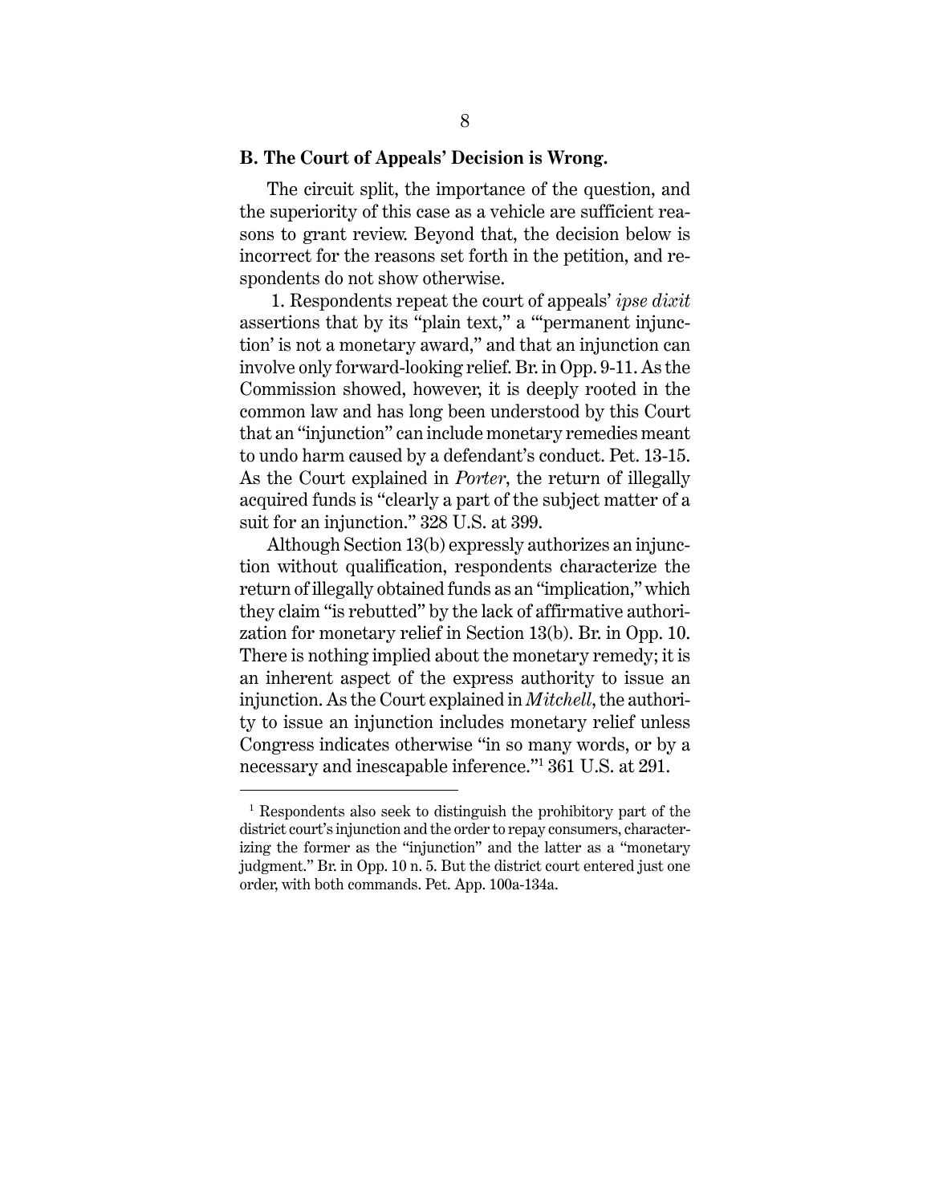### B. The Court of Appeals' Decision is Wrong.

The circuit split, the importance of the question, and the superiority of this case as a vehicle are sufficient reasons to grant review. Beyond that, the decision below is incorrect for the reasons set forth in the petition, and respondents do not show otherwise.

1. Respondents repeat the court of appeals' *ipse dixit* assertions that by its "plain text," a "'permanent injunction' is not a monetary award," and that an injunction can involve only forward-looking relief. Br. in Opp. 9-11. As the Commission showed, however, it is deeply rooted in the common law and has long been understood by this Court that an "injunction" can include monetary remedies meant to undo harm caused by a defendant's conduct. Pet. 13-15. As the Court explained in *Porter*, the return of illegally acquired funds is "clearly a part of the subject matter of a suit for an injunction." 328 U.S. at 399.

Although Section 13(b) expressly authorizes an injunction without qualification, respondents characterize the return of illegally obtained funds as an "implication," which they claim "is rebutted" by the lack of affirmative authorization for monetary relief in Section 13(b). Br. in Opp. 10. There is nothing implied about the monetary remedy; it is an inherent aspect of the express authority to issue an injunction. As the Court explained in *Mitchell*, the authority to issue an injunction includes monetary relief unless Congress indicates otherwise "in so many words, or by a necessary and inescapable inference."[1] 361 U.S. at 291.

[1] Respondents also seek to distinguish the prohibitory part of the district court's injunction and the order to repay consumers, characterizing the former as the "injunction" and the latter as a "monetary judgment." Br. in Opp. 10 n. 5. But the district court entered just one order, with both commands. Pet. App. 100a-134a.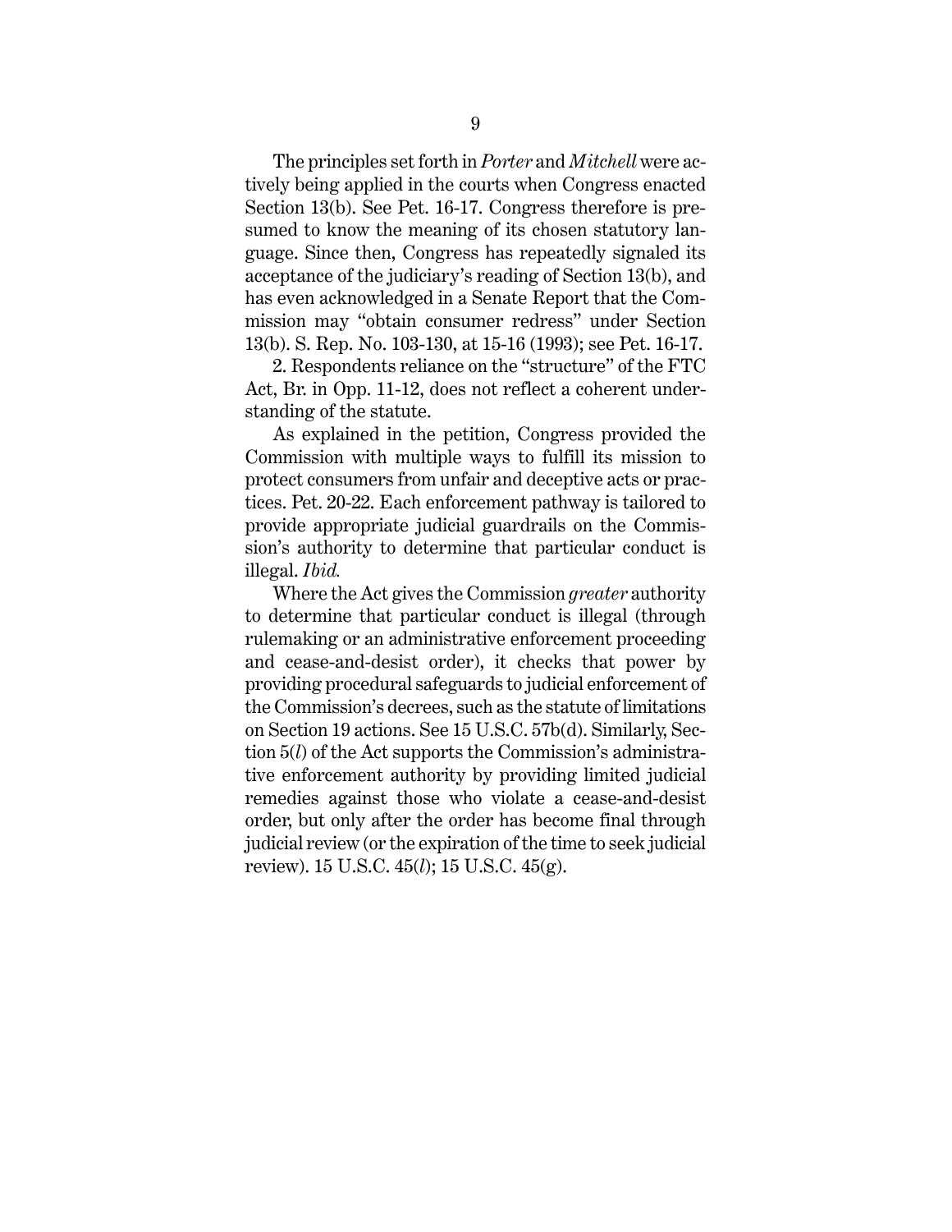The principles set forth in *Porter* and *Mitchell* were actively being applied in the courts when Congress enacted Section 13(b). See Pet. 16-17. Congress therefore is presumed to know the meaning of its chosen statutory language. Since then, Congress has repeatedly signaled its acceptance of the judiciary's reading of Section 13(b), and has even acknowledged in a Senate Report that the Commission may "obtain consumer redress" under Section 13(b). S. Rep. No. 103-130, at 15-16 (1993); see Pet. 16-17.

2. Respondents reliance on the "structure" of the FTC Act, Br. in Opp. 11-12, does not reflect a coherent understanding of the statute.

As explained in the petition, Congress provided the Commission with multiple ways to fulfill its mission to protect consumers from unfair and deceptive acts or practices. Pet. 20-22. Each enforcement pathway is tailored to provide appropriate judicial guardrails on the Commission's authority to determine that particular conduct is illegal. *Ibid.*

Where the Act gives the Commission *greater* authority to determine that particular conduct is illegal (through rulemaking or an administrative enforcement proceeding and cease-and-desist order), it checks that power by providing procedural safeguards to judicial enforcement of the Commission's decrees, such as the statute of limitations on Section 19 actions. See 15 U.S.C. 57b(d). Similarly, Section 5(*l*) of the Act supports the Commission's administrative enforcement authority by providing limited judicial remedies against those who violate a cease-and-desist order, but only after the order has become final through judicial review (or the expiration of the time to seek judicial review). 15 U.S.C. 45(*l*); 15 U.S.C. 45(g).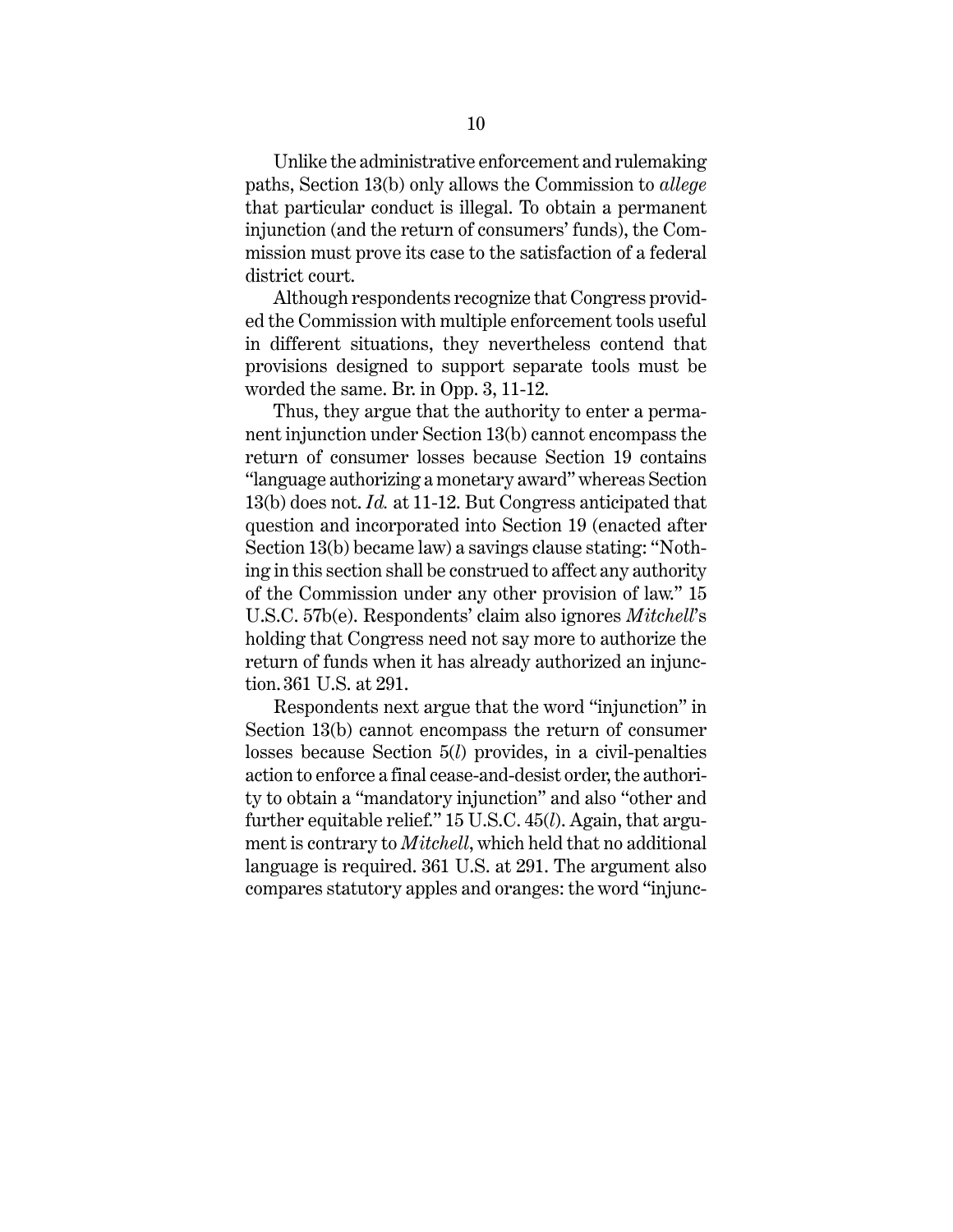Unlike the administrative enforcement and rulemaking paths, Section 13(b) only allows the Commission to *allege* that particular conduct is illegal. To obtain a permanent injunction (and the return of consumers' funds), the Commission must prove its case to the satisfaction of a federal district court.

Although respondents recognize that Congress provided the Commission with multiple enforcement tools useful in different situations, they nevertheless contend that provisions designed to support separate tools must be worded the same. Br. in Opp. 3, 11-12.

Thus, they argue that the authority to enter a permanent injunction under Section 13(b) cannot encompass the return of consumer losses because Section 19 contains "language authorizing a monetary award" whereas Section 13(b) does not. *Id.* at 11-12. But Congress anticipated that question and incorporated into Section 19 (enacted after Section 13(b) became law) a savings clause stating: "Nothing in this section shall be construed to affect any authority of the Commission under any other provision of law." 15 U.S.C. 57b(e). Respondents' claim also ignores *Mitchell*'s holding that Congress need not say more to authorize the return of funds when it has already authorized an injunction. 361 U.S. at 291.

Respondents next argue that the word "injunction" in Section 13(b) cannot encompass the return of consumer losses because Section 5(*l*) provides, in a civil-penalties action to enforce a final cease-and-desist order, the authority to obtain a "mandatory injunction" and also "other and further equitable relief." 15 U.S.C. 45(*l*). Again, that argument is contrary to *Mitchell*, which held that no additional language is required. 361 U.S. at 291. The argument also compares statutory apples and oranges: the word "injunc-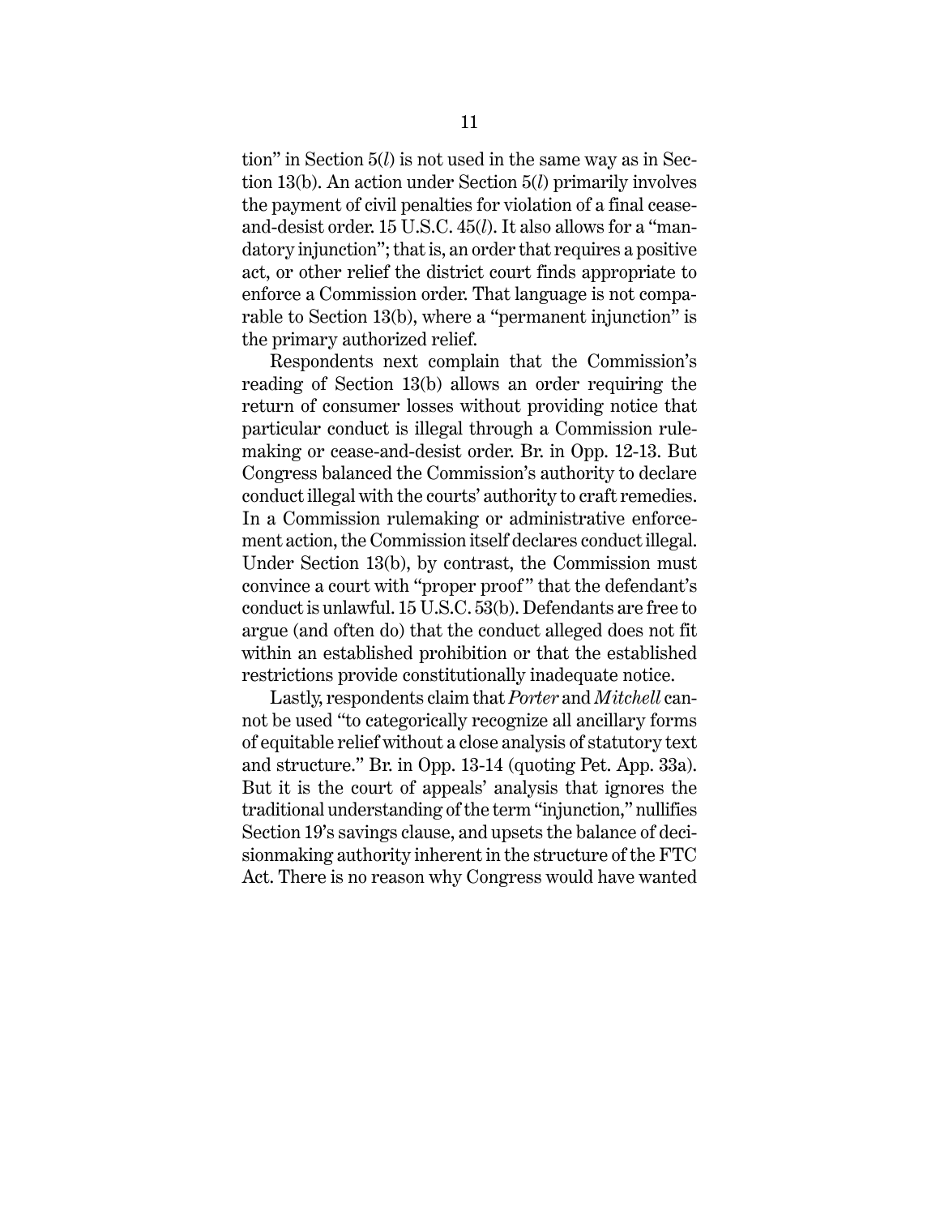tion" in Section 5(*l*) is not used in the same way as in Section 13(b). An action under Section 5(*l*) primarily involves the payment of civil penalties for violation of a final cease-and-desist order. 15 U.S.C. 45(*l*). It also allows for a "mandatory injunction"; that is, an order that requires a positive act, or other relief the district court finds appropriate to enforce a Commission order. That language is not comparable to Section 13(b), where a "permanent injunction" is the primary authorized relief.

Respondents next complain that the Commission's reading of Section 13(b) allows an order requiring the return of consumer losses without providing notice that particular conduct is illegal through a Commission rulemaking or cease-and-desist order. Br. in Opp. 12-13. But Congress balanced the Commission's authority to declare conduct illegal with the courts' authority to craft remedies. In a Commission rulemaking or administrative enforcement action, the Commission itself declares conduct illegal. Under Section 13(b), by contrast, the Commission must convince a court with "proper proof" that the defendant's conduct is unlawful. 15 U.S.C. 53(b). Defendants are free to argue (and often do) that the conduct alleged does not fit within an established prohibition or that the established restrictions provide constitutionally inadequate notice.

Lastly, respondents claim that *Porter* and *Mitchell* cannot be used "to categorically recognize all ancillary forms of equitable relief without a close analysis of statutory text and structure." Br. in Opp. 13-14 (quoting Pet. App. 33a). But it is the court of appeals' analysis that ignores the traditional understanding of the term "injunction," nullifies Section 19's savings clause, and upsets the balance of decisionmaking authority inherent in the structure of the FTC Act. There is no reason why Congress would have wanted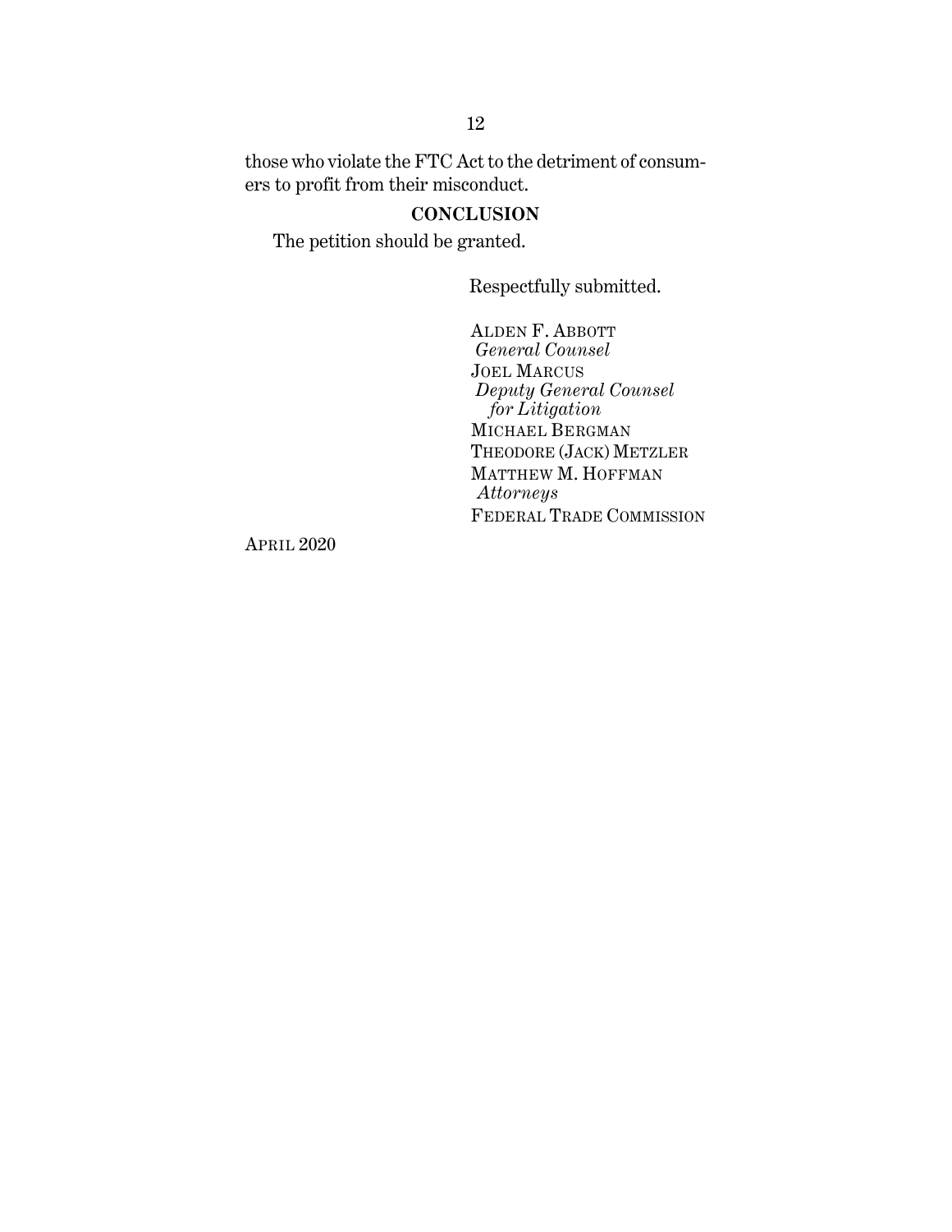those who violate the FTC Act to the detriment of consumers to profit from their misconduct.

## CONCLUSION

The petition should be granted.

Respectfully submitted.

ALDEN F. ABBOTT
*General Counsel*
JOEL MARCUS
*Deputy General Counsel for Litigation*
MICHAEL BERGMAN
THEODORE (JACK) METZLER
MATTHEW M. HOFFMAN
*Attorneys*
FEDERAL TRADE COMMISSION

APRIL 2020